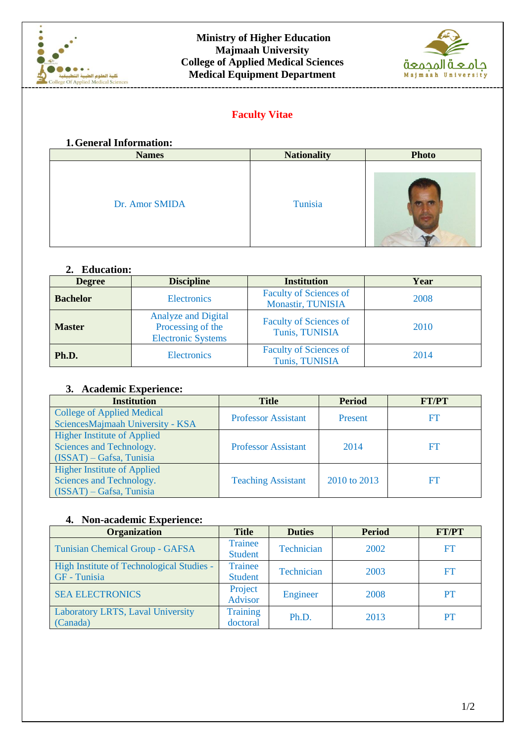**Ministry of Higher Education**
**Majmaah University**
**College of Applied Medical Sciences**
**Medical Equipment Department**

# Faculty Vitae

## 1. General Information:

| Names | Nationality | Photo |
|---|---|---|
| Dr. Amor SMIDA | Tunisia | |

## 2. Education:

| Degree | Discipline | Institution | Year |
|---|---|---|---|
| **Bachelor** | Electronics | Faculty of Sciences of Monastir, TUNISIA | 2008 |
| **Master** | Analyze and Digital Processing of the Electronic Systems | Faculty of Sciences of Tunis, TUNISIA | 2010 |
| **Ph.D.** | Electronics | Faculty of Sciences of Tunis, TUNISIA | 2014 |

## 3. Academic Experience:

| Institution | Title | Period | FT/PT |
|---|---|---|---|
| College of Applied Medical SciencesMajmaah University - KSA | Professor Assistant | Present | FT |
| Higher Institute of Applied Sciences and Technology. (ISSAT) – Gafsa, Tunisia | Professor Assistant | 2014 | FT |
| Higher Institute of Applied Sciences and Technology. (ISSAT) – Gafsa, Tunisia | Teaching Assistant | 2010 to 2013 | FT |

## 4. Non-academic Experience:

| Organization | Title | Duties | Period | FT/PT |
|---|---|---|---|---|
| Tunisian Chemical Group - GAFSA | Trainee Student | Technician | 2002 | FT |
| High Institute of Technological Studies - GF - Tunisia | Trainee Student | Technician | 2003 | FT |
| SEA ELECTRONICS | Project Advisor | Engineer | 2008 | PT |
| Laboratory LRTS, Laval University (Canada) | Training doctoral | Ph.D. | 2013 | PT |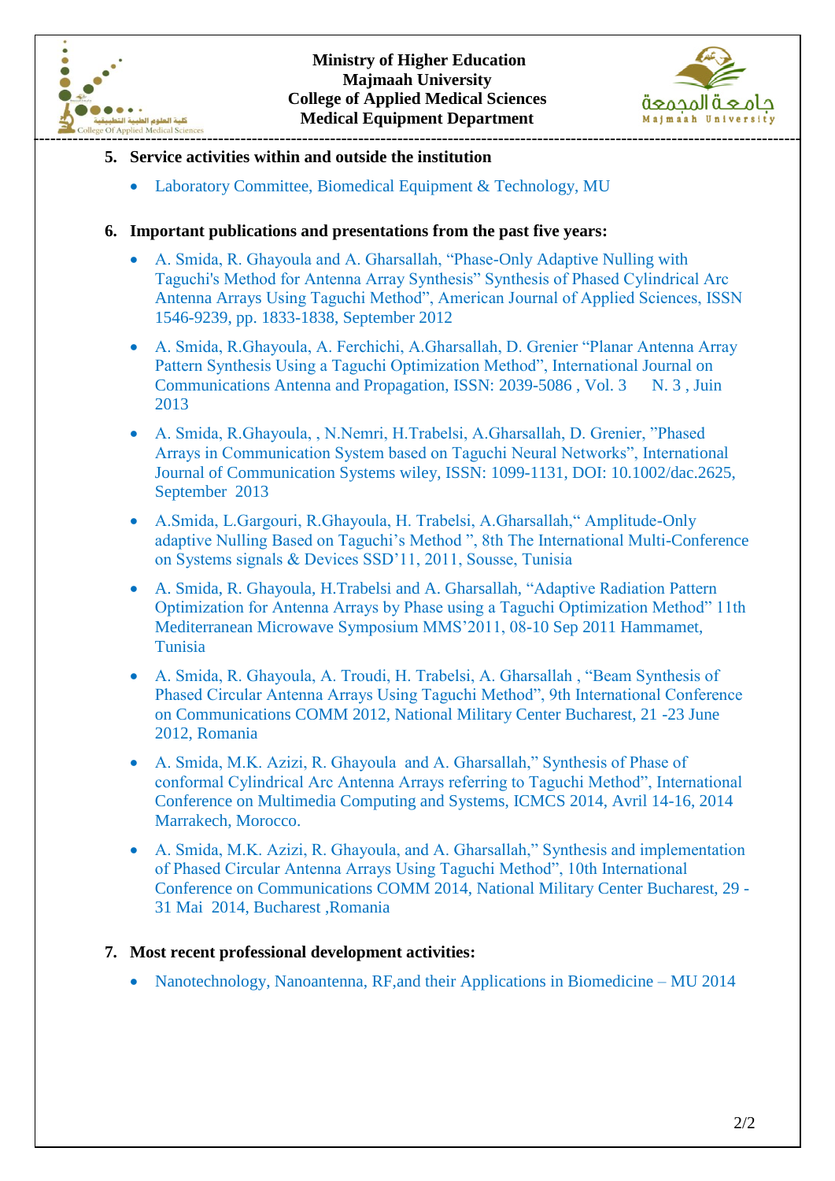5. **Service activities within and outside the institution**

- Laboratory Committee, Biomedical Equipment & Technology, MU

6. **Important publications and presentations from the past five years:**

- A. Smida, R. Ghayoula and A. Gharsallah, "Phase-Only Adaptive Nulling with Taguchi's Method for Antenna Array Synthesis" Synthesis of Phased Cylindrical Arc Antenna Arrays Using Taguchi Method", American Journal of Applied Sciences, ISSN 1546-9239, pp. 1833-1838, September 2012
- A. Smida, R.Ghayoula, A. Ferchichi, A.Gharsallah, D. Grenier "Planar Antenna Array Pattern Synthesis Using a Taguchi Optimization Method", International Journal on Communications Antenna and Propagation, ISSN: 2039-5086 , Vol. 3 N. 3 , Juin 2013
- A. Smida, R.Ghayoula, , N.Nemri, H.Trabelsi, A.Gharsallah, D. Grenier, "Phased Arrays in Communication System based on Taguchi Neural Networks", International Journal of Communication Systems wiley, ISSN: 1099-1131, DOI: 10.1002/dac.2625, September 2013
- A.Smida, L.Gargouri, R.Ghayoula, H. Trabelsi, A.Gharsallah," Amplitude-Only adaptive Nulling Based on Taguchi's Method ", 8th The International Multi-Conference on Systems signals & Devices SSD'11, 2011, Sousse, Tunisia
- A. Smida, R. Ghayoula, H.Trabelsi and A. Gharsallah, "Adaptive Radiation Pattern Optimization for Antenna Arrays by Phase using a Taguchi Optimization Method" 11th Mediterranean Microwave Symposium MMS'2011, 08-10 Sep 2011 Hammamet, Tunisia
- A. Smida, R. Ghayoula, A. Troudi, H. Trabelsi, A. Gharsallah , "Beam Synthesis of Phased Circular Antenna Arrays Using Taguchi Method", 9th International Conference on Communications COMM 2012, National Military Center Bucharest, 21 -23 June 2012, Romania
- A. Smida, M.K. Azizi, R. Ghayoula and A. Gharsallah," Synthesis of Phase of conformal Cylindrical Arc Antenna Arrays referring to Taguchi Method", International Conference on Multimedia Computing and Systems, ICMCS 2014, Avril 14-16, 2014 Marrakech, Morocco.
- A. Smida, M.K. Azizi, R. Ghayoula, and A. Gharsallah," Synthesis and implementation of Phased Circular Antenna Arrays Using Taguchi Method", 10th International Conference on Communications COMM 2014, National Military Center Bucharest, 29 - 31 Mai 2014, Bucharest ,Romania

7. **Most recent professional development activities:**

- Nanotechnology, Nanoantenna, RF,and their Applications in Biomedicine – MU 2014